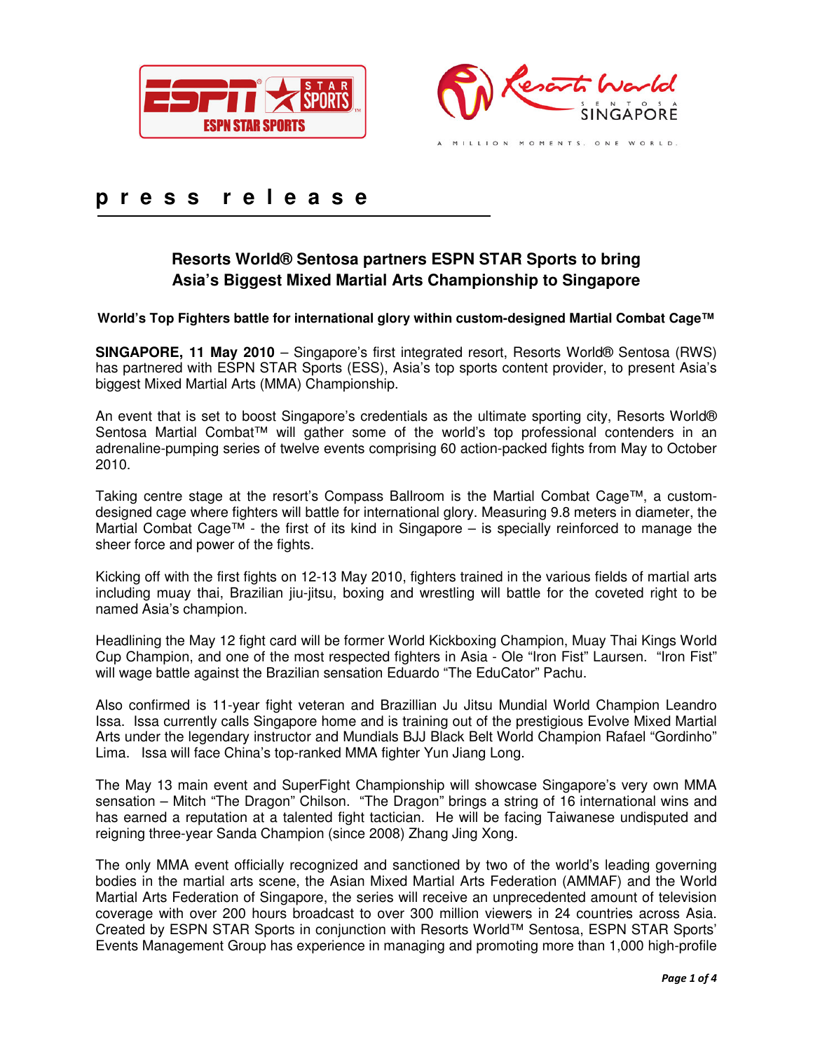# press release

## Resorts World® Sentosa partners ESPN STAR Sports to bring Asia's Biggest Mixed Martial Arts Championship to Singapore

**World's Top Fighters battle for international glory within custom-designed Martial Combat Cage™**

**SINGAPORE, 11 May 2010** – Singapore's first integrated resort, Resorts World® Sentosa (RWS) has partnered with ESPN STAR Sports (ESS), Asia's top sports content provider, to present Asia's biggest Mixed Martial Arts (MMA) Championship.

An event that is set to boost Singapore's credentials as the ultimate sporting city, Resorts World® Sentosa Martial Combat™ will gather some of the world's top professional contenders in an adrenaline-pumping series of twelve events comprising 60 action-packed fights from May to October 2010.

Taking centre stage at the resort's Compass Ballroom is the Martial Combat Cage™, a custom-designed cage where fighters will battle for international glory. Measuring 9.8 meters in diameter, the Martial Combat Cage™ - the first of its kind in Singapore – is specially reinforced to manage the sheer force and power of the fights.

Kicking off with the first fights on 12-13 May 2010, fighters trained in the various fields of martial arts including muay thai, Brazilian jiu-jitsu, boxing and wrestling will battle for the coveted right to be named Asia's champion.

Headlining the May 12 fight card will be former World Kickboxing Champion, Muay Thai Kings World Cup Champion, and one of the most respected fighters in Asia - Ole "Iron Fist" Laursen. "Iron Fist" will wage battle against the Brazilian sensation Eduardo "The EduCator" Pachu.

Also confirmed is 11-year fight veteran and Brazillian Ju Jitsu Mundial World Champion Leandro Issa. Issa currently calls Singapore home and is training out of the prestigious Evolve Mixed Martial Arts under the legendary instructor and Mundials BJJ Black Belt World Champion Rafael "Gordinho" Lima. Issa will face China's top-ranked MMA fighter Yun Jiang Long.

The May 13 main event and SuperFight Championship will showcase Singapore's very own MMA sensation – Mitch "The Dragon" Chilson. "The Dragon" brings a string of 16 international wins and has earned a reputation at a talented fight tactician. He will be facing Taiwanese undisputed and reigning three-year Sanda Champion (since 2008) Zhang Jing Xong.

The only MMA event officially recognized and sanctioned by two of the world's leading governing bodies in the martial arts scene, the Asian Mixed Martial Arts Federation (AMMAF) and the World Martial Arts Federation of Singapore, the series will receive an unprecedented amount of television coverage with over 200 hours broadcast to over 300 million viewers in 24 countries across Asia. Created by ESPN STAR Sports in conjunction with Resorts World™ Sentosa, ESPN STAR Sports' Events Management Group has experience in managing and promoting more than 1,000 high-profile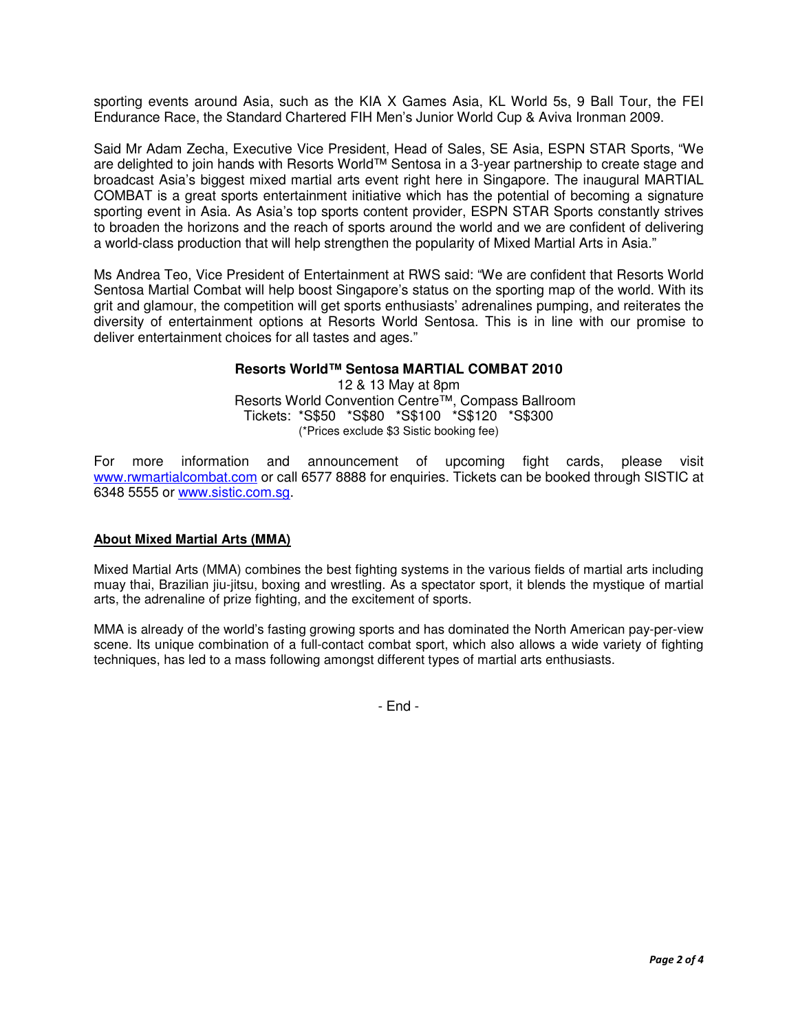sporting events around Asia, such as the KIA X Games Asia, KL World 5s, 9 Ball Tour, the FEI Endurance Race, the Standard Chartered FIH Men's Junior World Cup & Aviva Ironman 2009.

Said Mr Adam Zecha, Executive Vice President, Head of Sales, SE Asia, ESPN STAR Sports, "We are delighted to join hands with Resorts World™ Sentosa in a 3-year partnership to create stage and broadcast Asia's biggest mixed martial arts event right here in Singapore. The inaugural MARTIAL COMBAT is a great sports entertainment initiative which has the potential of becoming a signature sporting event in Asia. As Asia's top sports content provider, ESPN STAR Sports constantly strives to broaden the horizons and the reach of sports around the world and we are confident of delivering a world-class production that will help strengthen the popularity of Mixed Martial Arts in Asia."

Ms Andrea Teo, Vice President of Entertainment at RWS said: "We are confident that Resorts World Sentosa Martial Combat will help boost Singapore's status on the sporting map of the world. With its grit and glamour, the competition will get sports enthusiasts' adrenalines pumping, and reiterates the diversity of entertainment options at Resorts World Sentosa. This is in line with our promise to deliver entertainment choices for all tastes and ages."

**Resorts World™ Sentosa MARTIAL COMBAT 2010**
12 & 13 May at 8pm
Resorts World Convention Centre™, Compass Ballroom
Tickets: *S$50 *S$80 *S$100 *S$120 *S$300
(*Prices exclude $3 Sistic booking fee)

For more information and announcement of upcoming fight cards, please visit www.rwmartialcombat.com or call 6577 8888 for enquiries. Tickets can be booked through SISTIC at 6348 5555 or www.sistic.com.sg.

**About Mixed Martial Arts (MMA)**

Mixed Martial Arts (MMA) combines the best fighting systems in the various fields of martial arts including muay thai, Brazilian jiu-jitsu, boxing and wrestling. As a spectator sport, it blends the mystique of martial arts, the adrenaline of prize fighting, and the excitement of sports.

MMA is already of the world's fasting growing sports and has dominated the North American pay-per-view scene. Its unique combination of a full-contact combat sport, which also allows a wide variety of fighting techniques, has led to a mass following amongst different types of martial arts enthusiasts.

- End -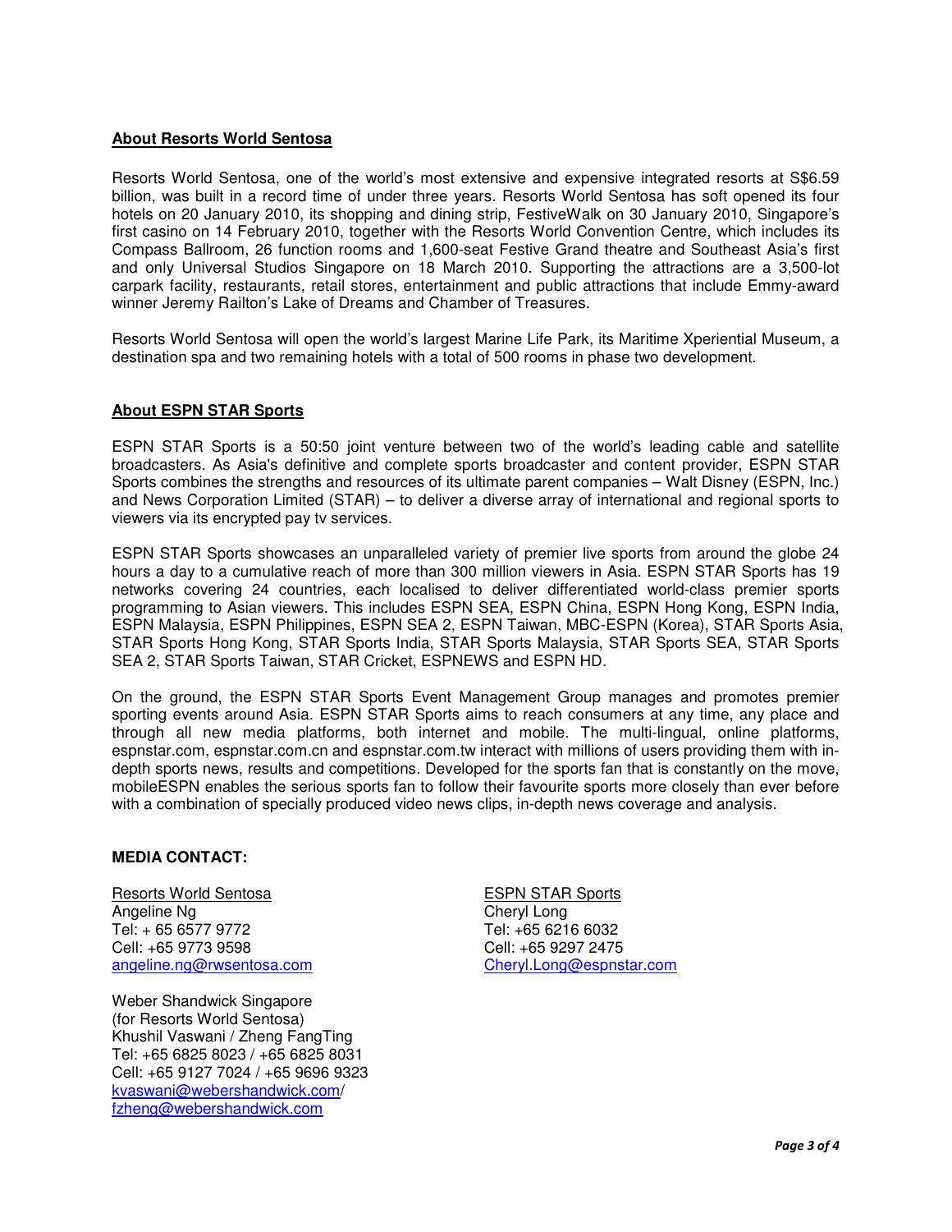**About Resorts World Sentosa**

Resorts World Sentosa, one of the world's most extensive and expensive integrated resorts at S$6.59 billion, was built in a record time of under three years. Resorts World Sentosa has soft opened its four hotels on 20 January 2010, its shopping and dining strip, FestiveWalk on 30 January 2010, Singapore's first casino on 14 February 2010, together with the Resorts World Convention Centre, which includes its Compass Ballroom, 26 function rooms and 1,600-seat Festive Grand theatre and Southeast Asia's first and only Universal Studios Singapore on 18 March 2010. Supporting the attractions are a 3,500-lot carpark facility, restaurants, retail stores, entertainment and public attractions that include Emmy-award winner Jeremy Railton's Lake of Dreams and Chamber of Treasures.

Resorts World Sentosa will open the world's largest Marine Life Park, its Maritime Xperiential Museum, a destination spa and two remaining hotels with a total of 500 rooms in phase two development.

**About ESPN STAR Sports**

ESPN STAR Sports is a 50:50 joint venture between two of the world's leading cable and satellite broadcasters. As Asia's definitive and complete sports broadcaster and content provider, ESPN STAR Sports combines the strengths and resources of its ultimate parent companies – Walt Disney (ESPN, Inc.) and News Corporation Limited (STAR) – to deliver a diverse array of international and regional sports to viewers via its encrypted pay tv services.

ESPN STAR Sports showcases an unparalleled variety of premier live sports from around the globe 24 hours a day to a cumulative reach of more than 300 million viewers in Asia. ESPN STAR Sports has 19 networks covering 24 countries, each localised to deliver differentiated world-class premier sports programming to Asian viewers. This includes ESPN SEA, ESPN China, ESPN Hong Kong, ESPN India, ESPN Malaysia, ESPN Philippines, ESPN SEA 2, ESPN Taiwan, MBC-ESPN (Korea), STAR Sports Asia, STAR Sports Hong Kong, STAR Sports India, STAR Sports Malaysia, STAR Sports SEA, STAR Sports SEA 2, STAR Sports Taiwan, STAR Cricket, ESPNEWS and ESPN HD.

On the ground, the ESPN STAR Sports Event Management Group manages and promotes premier sporting events around Asia. ESPN STAR Sports aims to reach consumers at any time, any place and through all new media platforms, both internet and mobile. The multi-lingual, online platforms, espnstar.com, espnstar.com.cn and espnstar.com.tw interact with millions of users providing them with in-depth sports news, results and competitions. Developed for the sports fan that is constantly on the move, mobileESPN enables the serious sports fan to follow their favourite sports more closely than ever before with a combination of specially produced video news clips, in-depth news coverage and analysis.

**MEDIA CONTACT:**

Resorts World Sentosa
Angeline Ng
Tel: + 65 6577 9772
Cell: +65 9773 9598
angeline.ng@rwsentosa.com

Weber Shandwick Singapore
(for Resorts World Sentosa)
Khushil Vaswani / Zheng FangTing
Tel: +65 6825 8023 / +65 6825 8031
Cell: +65 9127 7024 / +65 9696 9323
kvaswani@webershandwick.com/
fzheng@webershandwick.com

ESPN STAR Sports
Cheryl Long
Tel: +65 6216 6032
Cell: +65 9297 2475
Cheryl.Long@espnstar.com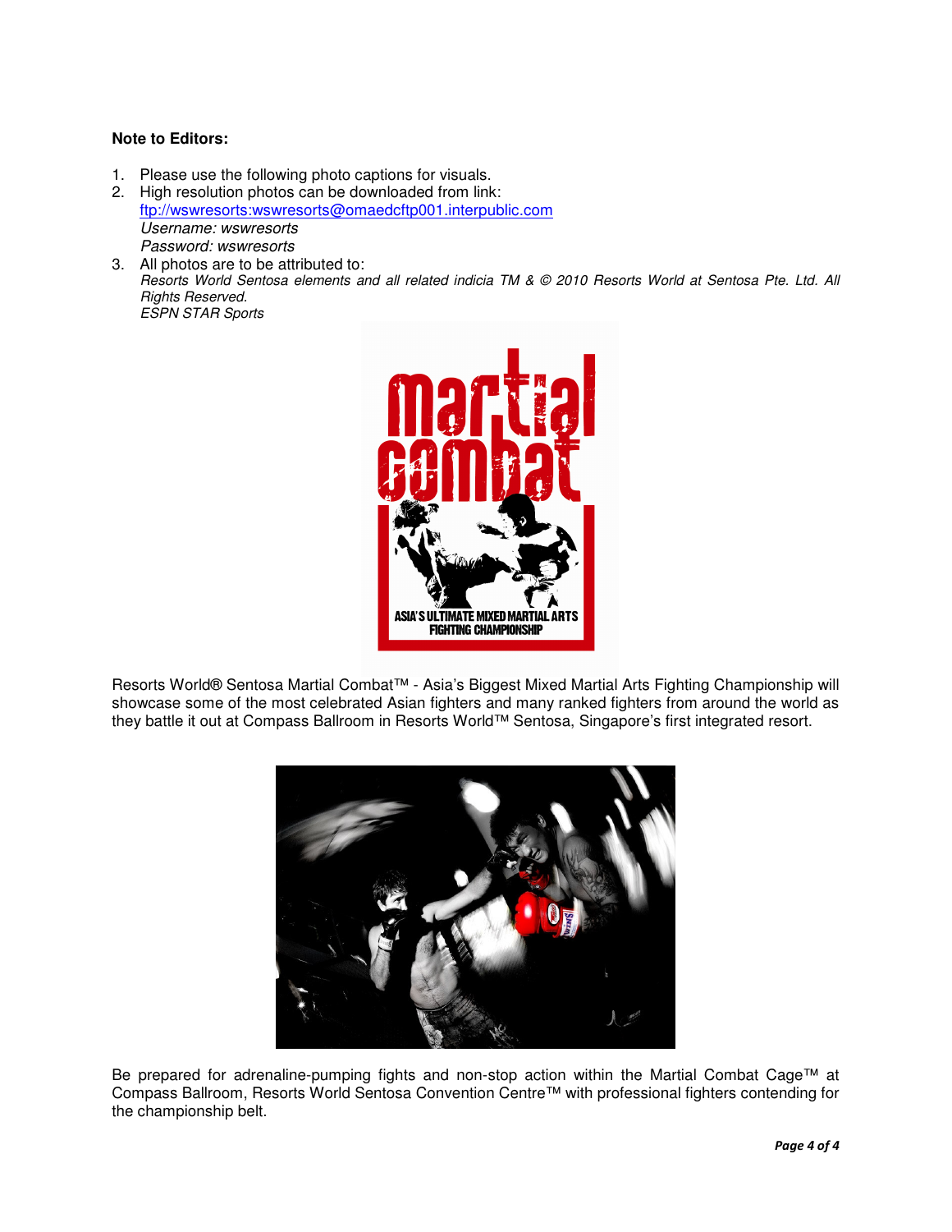**Note to Editors:**

1. Please use the following photo captions for visuals.
2. High resolution photos can be downloaded from link:
   ftp://wswresorts:wswresorts@omaedcftp001.interpublic.com
   *Username: wswresorts*
   *Password: wswresorts*
3. All photos are to be attributed to:
   *Resorts World Sentosa elements and all related indicia TM & © 2010 Resorts World at Sentosa Pte. Ltd. All Rights Reserved.*
   *ESPN STAR Sports*

Resorts World® Sentosa Martial Combat™ - Asia's Biggest Mixed Martial Arts Fighting Championship will showcase some of the most celebrated Asian fighters and many ranked fighters from around the world as they battle it out at Compass Ballroom in Resorts World™ Sentosa, Singapore's first integrated resort.

Be prepared for adrenaline-pumping fights and non-stop action within the Martial Combat Cage™ at Compass Ballroom, Resorts World Sentosa Convention Centre™ with professional fighters contending for the championship belt.